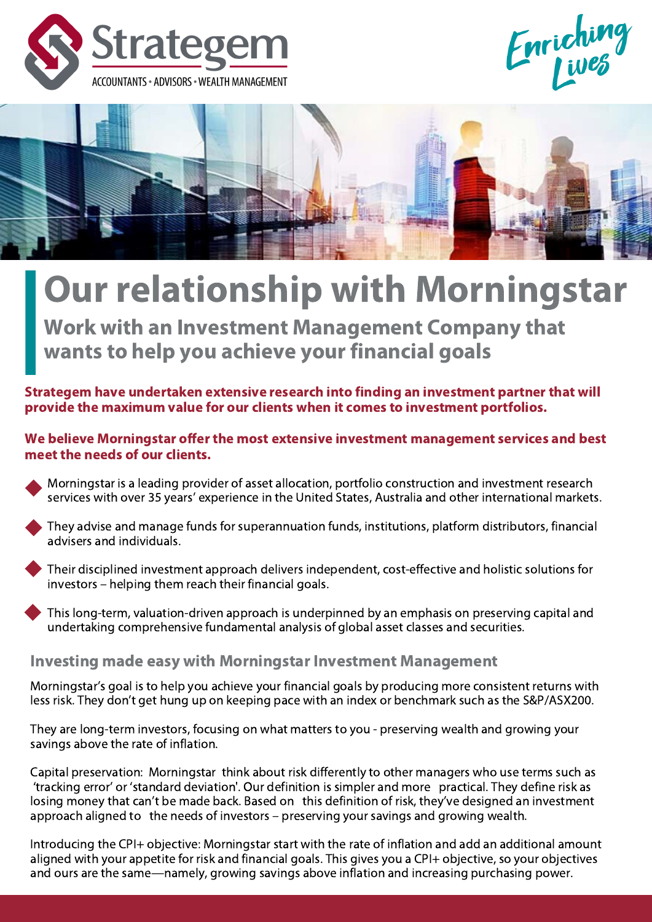Strategem

ACCOUNTANTS • ADVISORS • WEALTH MANAGEMENT

Enriching Lives

# Our relationship with Morningstar

## Work with an Investment Management Company that wants to help you achieve your financial goals

**Strategem have undertaken extensive research into finding an investment partner that will provide the maximum value for our clients when it comes to investment portfolios.**

**We believe Morningstar offer the most extensive investment management services and best meet the needs of our clients.**

- Morningstar is a leading provider of asset allocation, portfolio construction and investment research services with over 35 years' experience in the United States, Australia and other international markets.
- They advise and manage funds for superannuation funds, institutions, platform distributors, financial advisers and individuals.
- Their disciplined investment approach delivers independent, cost-effective and holistic solutions for investors – helping them reach their financial goals.
- This long-term, valuation-driven approach is underpinned by an emphasis on preserving capital and undertaking comprehensive fundamental analysis of global asset classes and securities.

### Investing made easy with Morningstar Investment Management

Morningstar's goal is to help you achieve your financial goals by producing more consistent returns with less risk. They don't get hung up on keeping pace with an index or benchmark such as the S&P/ASX200.

They are long-term investors, focusing on what matters to you - preserving wealth and growing your savings above the rate of inflation.

Capital preservation: Morningstar think about risk differently to other managers who use terms such as 'tracking error' or 'standard deviation'. Our definition is simpler and more practical. They define risk as losing money that can't be made back. Based on this definition of risk, they've designed an investment approach aligned to the needs of investors – preserving your savings and growing wealth.

Introducing the CPI+ objective: Morningstar start with the rate of inflation and add an additional amount aligned with your appetite for risk and financial goals. This gives you a CPI+ objective, so your objectives and ours are the same—namely, growing savings above inflation and increasing purchasing power.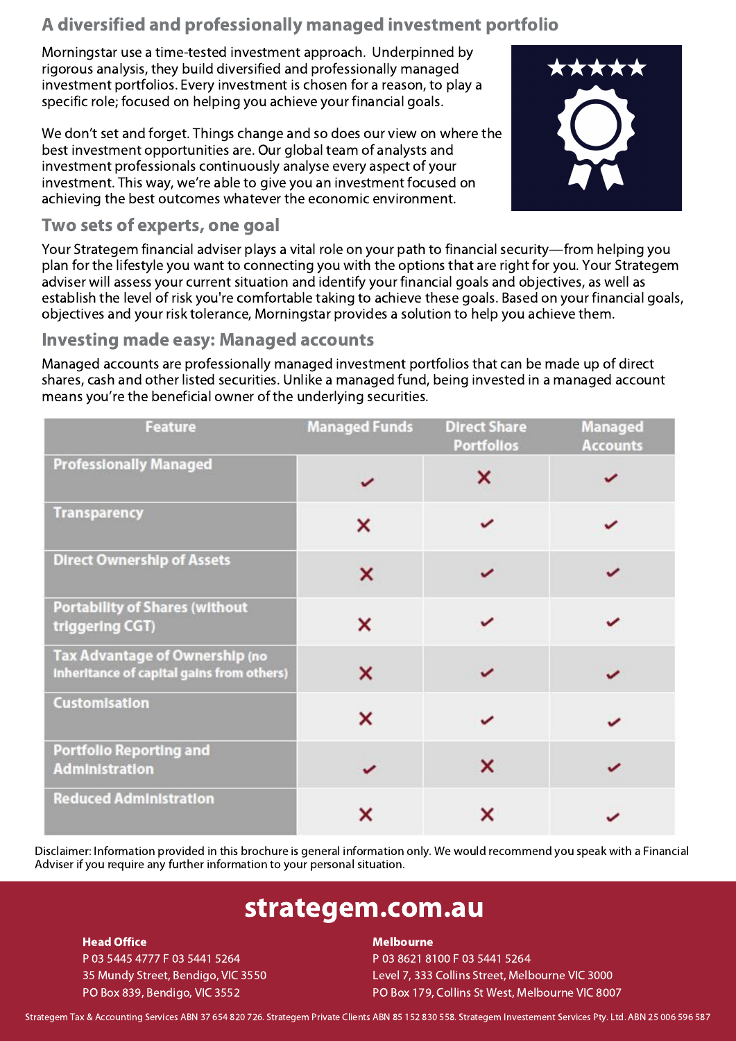## A diversified and professionally managed investment portfolio

Morningstar use a time-tested investment approach. Underpinned by rigorous analysis, they build diversified and professionally managed investment portfolios. Every investment is chosen for a reason, to play a specific role; focused on helping you achieve your financial goals.

We don't set and forget. Things change and so does our view on where the best investment opportunities are. Our global team of analysts and investment professionals continuously analyse every aspect of your investment. This way, we're able to give you an investment focused on achieving the best outcomes whatever the economic environment.

## Two sets of experts, one goal

Your Strategem financial adviser plays a vital role on your path to financial security—from helping you plan for the lifestyle you want to connecting you with the options that are right for you. Your Strategem adviser will assess your current situation and identify your financial goals and objectives, as well as establish the level of risk you're comfortable taking to achieve these goals. Based on your financial goals, objectives and your risk tolerance, Morningstar provides a solution to help you achieve them.

## Investing made easy: Managed accounts

Managed accounts are professionally managed investment portfolios that can be made up of direct shares, cash and other listed securities. Unlike a managed fund, being invested in a managed account means you're the beneficial owner of the underlying securities.

| Feature | Managed Funds | Direct Share Portfolios | Managed Accounts |
|---|---|---|---|
| Professionally Managed | ✔ | ✘ | ✔ |
| Transparency | ✘ | ✔ | ✔ |
| Direct Ownership of Assets | ✘ | ✔ | ✔ |
| Portability of Shares (without triggering CGT) | ✘ | ✔ | ✔ |
| Tax Advantage of Ownership (no inheritance of capital gains from others) | ✘ | ✔ | ✔ |
| Customisation | ✘ | ✔ | ✔ |
| Portfolio Reporting and Administration | ✔ | ✘ | ✔ |
| Reduced Administration | ✘ | ✘ | ✔ |

Disclaimer: Information provided in this brochure is general information only. We would recommend you speak with a Financial Adviser if you require any further information to your personal situation.

**strategem.com.au**

**Head Office**
P 03 5445 4777 F 03 5441 5264
35 Mundy Street, Bendigo, VIC 3550
PO Box 839, Bendigo, VIC 3552

**Melbourne**
P 03 8621 8100 F 03 5441 5264
Level 7, 333 Collins Street, Melbourne VIC 3000
PO Box 179, Collins St West, Melbourne VIC 8007

Strategem Tax & Accounting Services ABN 37 654 820 726. Strategem Private Clients ABN 85 152 830 558. Strategem Investement Services Pty. Ltd. ABN 25 006 596 587